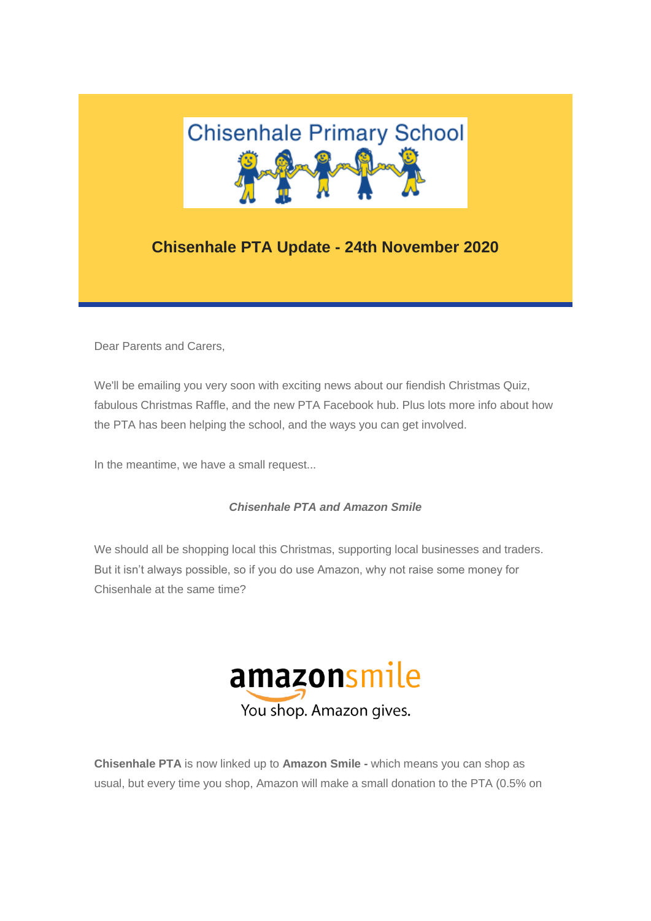Chisenhale Primary School

## Chisenhale PTA Update - 24th November 2020

Dear Parents and Carers,

We'll be emailing you very soon with exciting news about our fiendish Christmas Quiz, fabulous Christmas Raffle, and the new PTA Facebook hub. Plus lots more info about how the PTA has been helping the school, and the ways you can get involved.

In the meantime, we have a small request...

***Chisenhale PTA and Amazon Smile***

We should all be shopping local this Christmas, supporting local businesses and traders. But it isn't always possible, so if you do use Amazon, why not raise some money for Chisenhale at the same time?

amazonsmile
You shop. Amazon gives.

**Chisenhale PTA** is now linked up to **Amazon Smile -** which means you can shop as usual, but every time you shop, Amazon will make a small donation to the PTA (0.5% on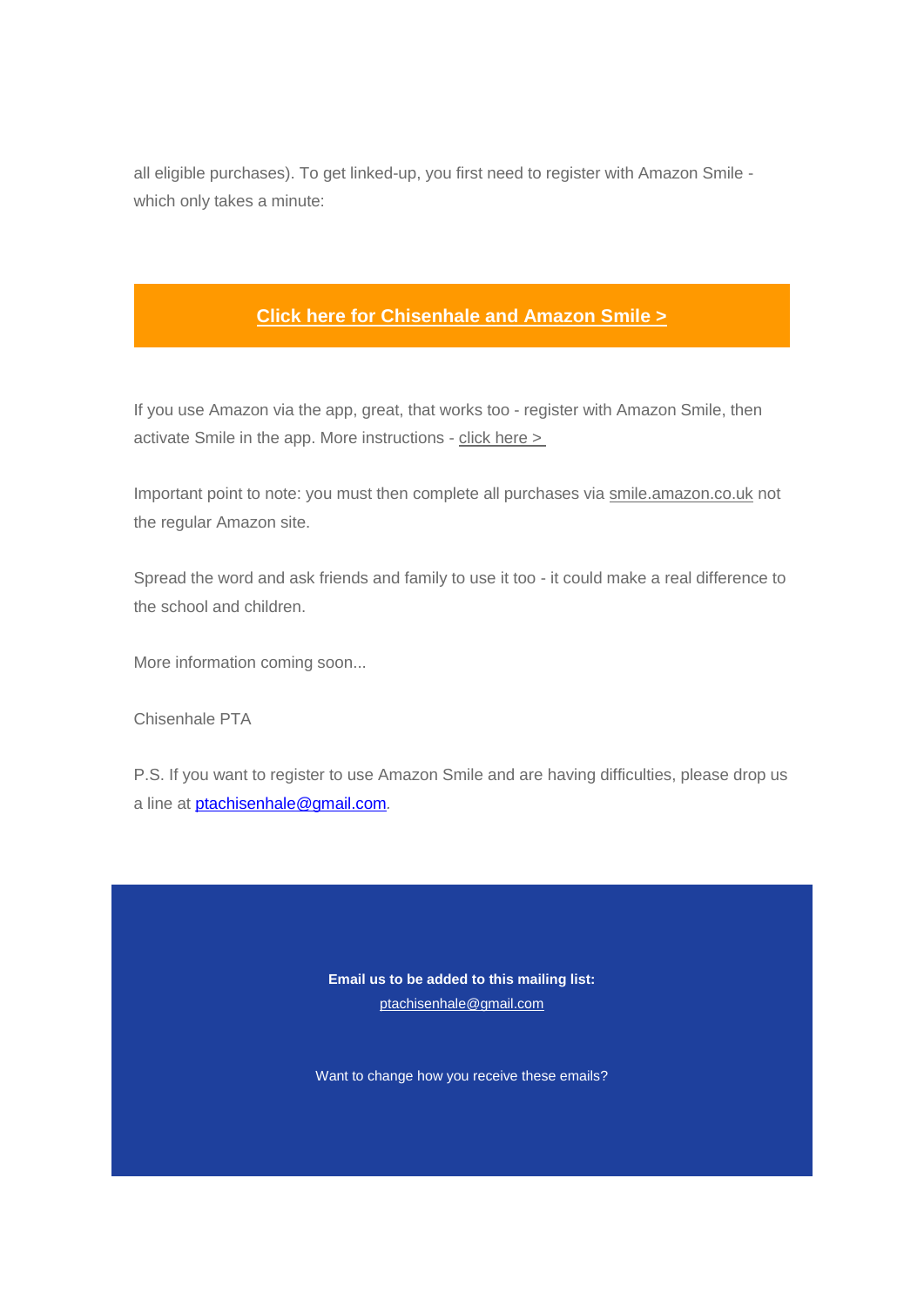all eligible purchases). To get linked-up, you first need to register with Amazon Smile - which only takes a minute:

**Click here for Chisenhale and Amazon Smile >**

If you use Amazon via the app, great, that works too - register with Amazon Smile, then activate Smile in the app. More instructions - click here >

Important point to note: you must then complete all purchases via smile.amazon.co.uk not the regular Amazon site.

Spread the word and ask friends and family to use it too - it could make a real difference to the school and children.

More information coming soon...

Chisenhale PTA

P.S. If you want to register to use Amazon Smile and are having difficulties, please drop us a line at ptachisenhale@gmail.com.

**Email us to be added to this mailing list:**

ptachisenhale@gmail.com

Want to change how you receive these emails?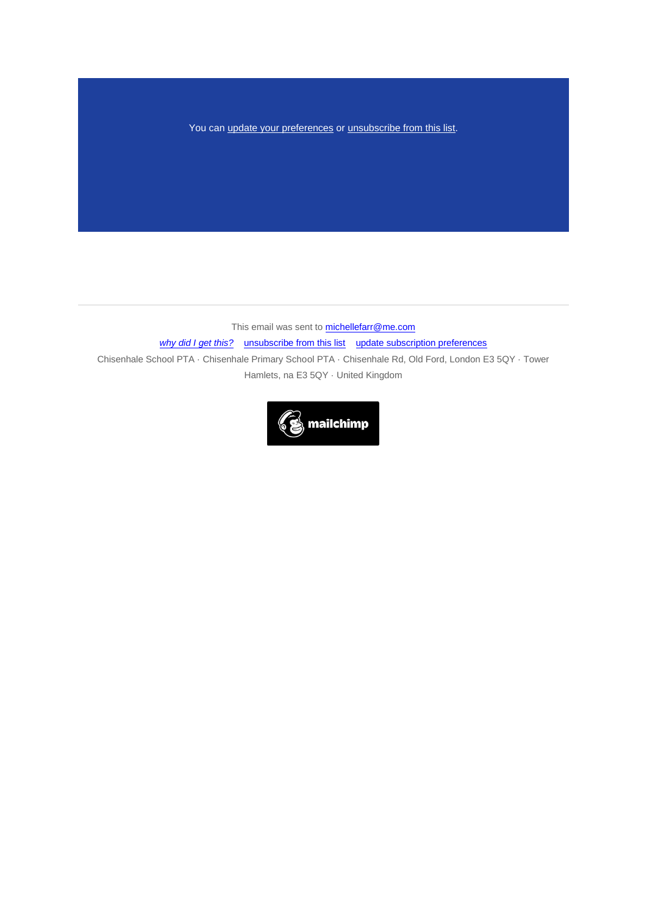You can update your preferences or unsubscribe from this list.

---

This email was sent to michellefarr@me.com

*why did I get this?*    unsubscribe from this list    update subscription preferences

Chisenhale School PTA · Chisenhale Primary School PTA · Chisenhale Rd, Old Ford, London E3 5QY · Tower Hamlets, na E3 5QY · United Kingdom

mailchimp